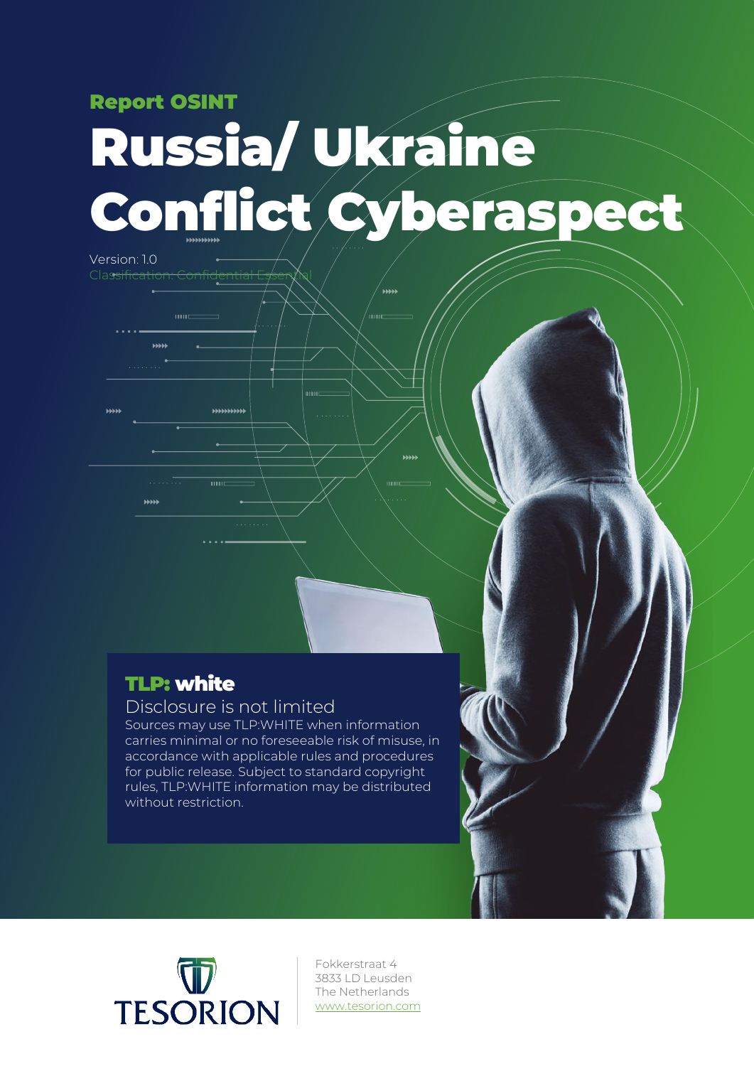Report OSINT

# Russia/ Ukraine Conflict Cyberaspect

Version: 1.0

Classification: Confidential Essential

**TLP: white**

Disclosure is not limited

Sources may use TLP:WHITE when information carries minimal or no foreseeable risk of misuse, in accordance with applicable rules and procedures for public release. Subject to standard copyright rules, TLP:WHITE information may be distributed without restriction.

TESORION

Fokkerstraat 4
3833 LD Leusden
The Netherlands
www.tesorion.com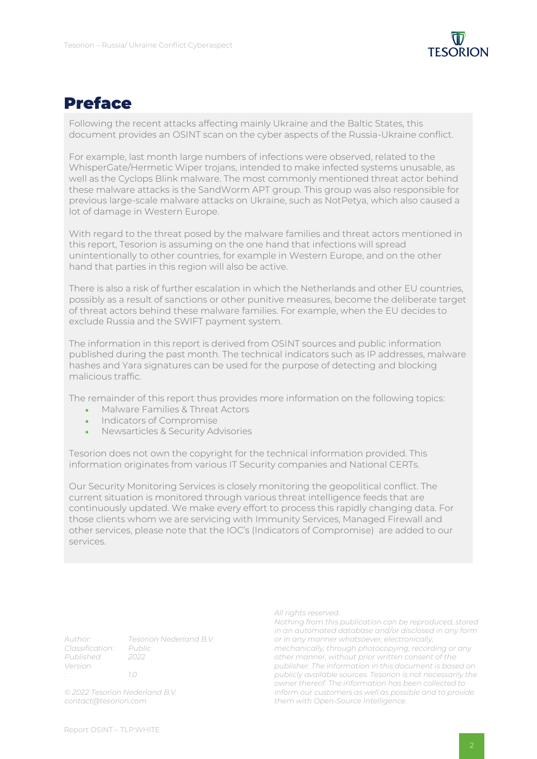# Preface

Following the recent attacks affecting mainly Ukraine and the Baltic States, this document provides an OSINT scan on the cyber aspects of the Russia-Ukraine conflict.

For example, last month large numbers of infections were observed, related to the WhisperGate/Hermetic Wiper trojans, intended to make infected systems unusable, as well as the Cyclops Blink malware. The most commonly mentioned threat actor behind these malware attacks is the SandWorm APT group. This group was also responsible for previous large-scale malware attacks on Ukraine, such as NotPetya, which also caused a lot of damage in Western Europe.

With regard to the threat posed by the malware families and threat actors mentioned in this report, Tesorion is assuming on the one hand that infections will spread unintentionally to other countries, for example in Western Europe, and on the other hand that parties in this region will also be active.

There is also a risk of further escalation in which the Netherlands and other EU countries, possibly as a result of sanctions or other punitive measures, become the deliberate target of threat actors behind these malware families. For example, when the EU decides to exclude Russia and the SWIFT payment system.

The information in this report is derived from OSINT sources and public information published during the past month. The technical indicators such as IP addresses, malware hashes and Yara signatures can be used for the purpose of detecting and blocking malicious traffic.

The remainder of this report thus provides more information on the following topics:

- Malware Families & Threat Actors
- Indicators of Compromise
- Newsarticles & Security Advisories

Tesorion does not own the copyright for the technical information provided. This information originates from various IT Security companies and National CERTs.

Our Security Monitoring Services is closely monitoring the geopolitical conflict. The current situation is monitored through various threat intelligence feeds that are continuously updated. We make every effort to process this rapidly changing data. For those clients whom we are servicing with Immunity Services, Managed Firewall and other services, please note that the IOC's (Indicators of Compromise) are added to our services.

*Author:* *Tesorion Nederland B.V.*
*Classification:* *Public*
*Published* *2022*
*Version:* *1.0*

*© 2022 Tesorion Nederland B.V.*
*contact@tesorion.com*

*All rights reserved.*
*Nothing from this publication can be reproduced, stored in an automated database and/or disclosed in any form or in any manner whatsoever, electronically, mechanically, through photocopying, recording or any other manner, without prior written consent of the publisher. The information in this document is based on publicly available sources. Tesorion is not necessarily the owner thereof. The information has been collected to inform our customers as well as possible and to provide them with Open-Source Intelligence.*

Report OSINT – TLP:WHITE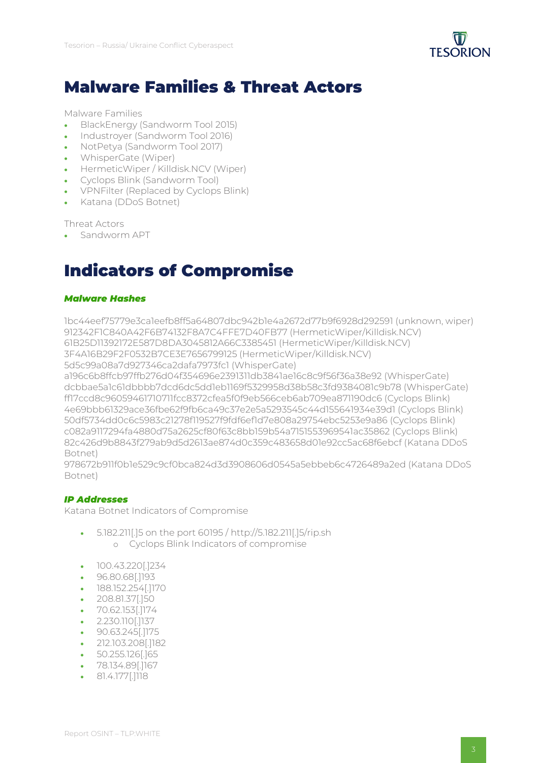# Malware Families & Threat Actors

Malware Families

- BlackEnergy (Sandworm Tool 2015)
- Industroyer (Sandworm Tool 2016)
- NotPetya (Sandworm Tool 2017)
- WhisperGate (Wiper)
- HermeticWiper / Killdisk.NCV (Wiper)
- Cyclops Blink (Sandworm Tool)
- VPNFilter (Replaced by Cyclops Blink)
- Katana (DDoS Botnet)

Threat Actors

- Sandworm APT

# Indicators of Compromise

### *Malware Hashes*

1bc44eef75779e3ca1eefb8ff5a64807dbc942b1e4a2672d77b9f6928d292591 (unknown, wiper)
912342F1C840A42F6B74132F8A7C4FFE7D40FB77 (HermeticWiper/Killdisk.NCV)
61B25D11392172E587D8DA3045812A66C3385451 (HermeticWiper/Killdisk.NCV)
3F4A16B29F2F0532B7CE3E7656799125 (HermeticWiper/Killdisk.NCV)
5d5c99a08a7d927346ca2dafa7973fc1 (WhisperGate)
a196c6b8ffcb97ffb276d04f354696e2391311db3841ae16c8c9f56f36a38e92 (WhisperGate)
dcbbae5a1c61dbbbb7dcd6dc5dd1eb1169f5329958d38b58c3fd9384081c9b78 (WhisperGate)
ff17ccd8c96059461710711fcc8372cfea5f0f9eb566ceb6ab709ea871190dc6 (Cyclops Blink)
4e69bbb61329ace36fbe62f9fb6ca49c37e2e5a5293545c44d155641934e39d1 (Cyclops Blink)
50df5734dd0c6c5983c21278f119527f9fdf6ef1d7e808a29754ebc5253e9a86 (Cyclops Blink)
c082a9117294fa4880d75a2625cf80f63c8bb159b54a7151553969541ac35862 (Cyclops Blink)
82c426d9b8843f279ab9d5d2613ae874d0c359c483658d01e92cc5ac68f6ebcf (Katana DDoS Botnet)
978672b911f0b1e529c9cf0bca824d3d3908606d0545a5ebbeb6c4726489a2ed (Katana DDoS Botnet)

### *IP Addresses*

Katana Botnet Indicators of Compromise

- 5.182.211[.]5 on the port 60195 / http://5.182.211[.]5/rip.sh
  - Cyclops Blink Indicators of compromise

- 100.43.220[.]234
- 96.80.68[.]193
- 188.152.254[.]170
- 208.81.37[.]50
- 70.62.153[.]174
- 2.230.110[.]137
- 90.63.245[.]175
- 212.103.208[.]182
- 50.255.126[.]65
- 78.134.89[.]167
- 81.4.177[.]118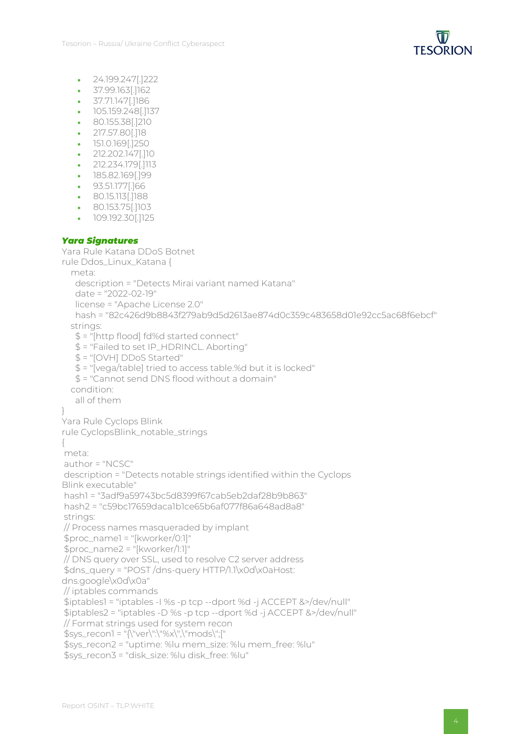- 24.199.247[.]222
- 37.99.163[.]162
- 37.71.147[.]186
- 105.159.248[.]137
- 80.155.38[.]210
- 217.57.80[.]18
- 151.0.169[.]250
- 212.202.147[.]10
- 212.234.179[.]113
- 185.82.169[.]99
- 93.51.177[.]66
- 80.15.113[.]188
- 80.153.75[.]103
- 109.192.30[.]125

***Yara Signatures***

Yara Rule Katana DDoS Botnet

```
rule Ddos_Linux_Katana {
  meta:
   description = "Detects Mirai variant named Katana"
   date = "2022-02-19"
   license = "Apache License 2.0"
   hash = "82c426d9b8843f279ab9d5d2613ae874d0c359c483658d01e92cc5ac68f6ebcf"
  strings:
   $ = "[http flood] fd%d started connect"
   $ = "Failed to set IP_HDRINCL. Aborting"
   $ = "[OVH] DDoS Started"
   $ = "[vega/table] tried to access table.%d but it is locked"
   $ = "Cannot send DNS flood without a domain"
  condition:
   all of them
}
```

Yara Rule Cyclops Blink

```
rule CyclopsBlink_notable_strings
{
 meta:
 author = "NCSC"
 description = "Detects notable strings identified within the Cyclops
Blink executable"
 hash1 = "3adf9a59743bc5d8399f67cab5eb2daf28b9b863"
 hash2 = "c59bc17659daca1b1ce65b6af077f86a648ad8a8"
 strings:
 // Process names masqueraded by implant
 $proc_name1 = "[kworker/0:1]"
 $proc_name2 = "[kworker/1:1]"
 // DNS query over SSL, used to resolve C2 server address
 $dns_query = "POST /dns-query HTTP/1.1\x0d\x0aHost:
dns.google\x0d\x0a"
 // iptables commands
 $iptables1 = "iptables -I %s -p tcp --dport %d -j ACCEPT &>/dev/null"
 $iptables2 = "iptables -D %s -p tcp --dport %d -j ACCEPT &>/dev/null"
 // Format strings used for system recon
 $sys_recon1 = "{\"ver\":\"%x\",\"mods\";["
 $sys_recon2 = "uptime: %lu mem_size: %lu mem_free: %lu"
 $sys_recon3 = "disk_size: %lu disk_free: %lu"
```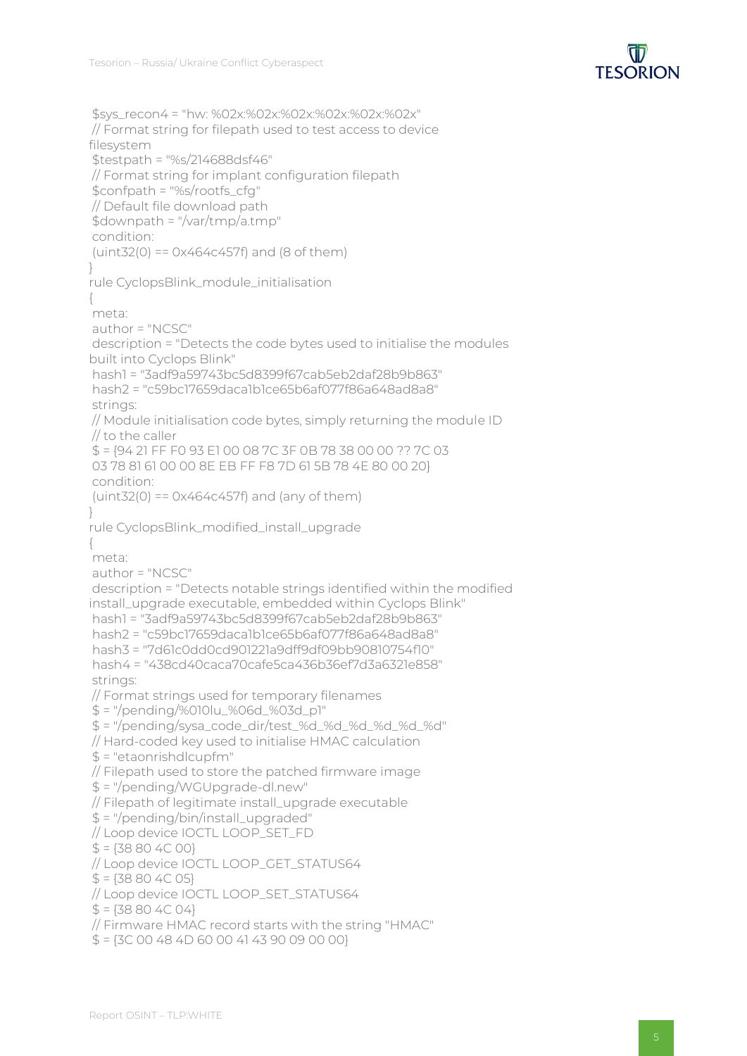```
 $sys_recon4 = "hw: %02x:%02x:%02x:%02x:%02x:%02x"
 // Format string for filepath used to test access to device
filesystem
 $testpath = "%s/214688dsf46"
 // Format string for implant configuration filepath
 $confpath = "%s/rootfs_cfg"
 // Default file download path
 $downpath = "/var/tmp/a.tmp"
 condition:
 (uint32(0) == 0x464c457f) and (8 of them)
}
rule CyclopsBlink_module_initialisation
{
 meta:
 author = "NCSC"
 description = "Detects the code bytes used to initialise the modules
built into Cyclops Blink"
 hash1 = "3adf9a59743bc5d8399f67cab5eb2daf28b9b863"
 hash2 = "c59bc17659daca1b1ce65b6af077f86a648ad8a8"
 strings:
 // Module initialisation code bytes, simply returning the module ID
 // to the caller
 $ = {94 21 FF F0 93 E1 00 08 7C 3F 0B 78 38 00 00 ?? 7C 03
 03 78 81 61 00 00 8E EB FF F8 7D 61 5B 78 4E 80 00 20}
 condition:
 (uint32(0) == 0x464c457f) and (any of them)
}
rule CyclopsBlink_modified_install_upgrade
{
 meta:
 author = "NCSC"
 description = "Detects notable strings identified within the modified
install_upgrade executable, embedded within Cyclops Blink"
 hash1 = "3adf9a59743bc5d8399f67cab5eb2daf28b9b863"
 hash2 = "c59bc17659daca1b1ce65b6af077f86a648ad8a8"
 hash3 = "7d61c0dd0cd901221a9dff9df09bb90810754f10"
 hash4 = "438cd40caca70cafe5ca436b36ef7d3a6321e858"
 strings:
 // Format strings used for temporary filenames
 $ = "/pending/%010lu_%06d_%03d_p1"
 $ = "/pending/sysa_code_dir/test_%d_%d_%d_%d_%d_%d"
 // Hard-coded key used to initialise HMAC calculation
 $ = "etaonrishdlcupfm"
 // Filepath used to store the patched firmware image
 $ = "/pending/WGUpgrade-dl.new"
 // Filepath of legitimate install_upgrade executable
 $ = "/pending/bin/install_upgraded"
 // Loop device IOCTL LOOP_SET_FD
 $ = {38 80 4C 00}
 // Loop device IOCTL LOOP_GET_STATUS64
 $ = {38 80 4C 05}
 // Loop device IOCTL LOOP_SET_STATUS64
 $ = {38 80 4C 04}
 // Firmware HMAC record starts with the string "HMAC"
 $ = {3C 00 48 4D 60 00 41 43 90 09 00 00}
```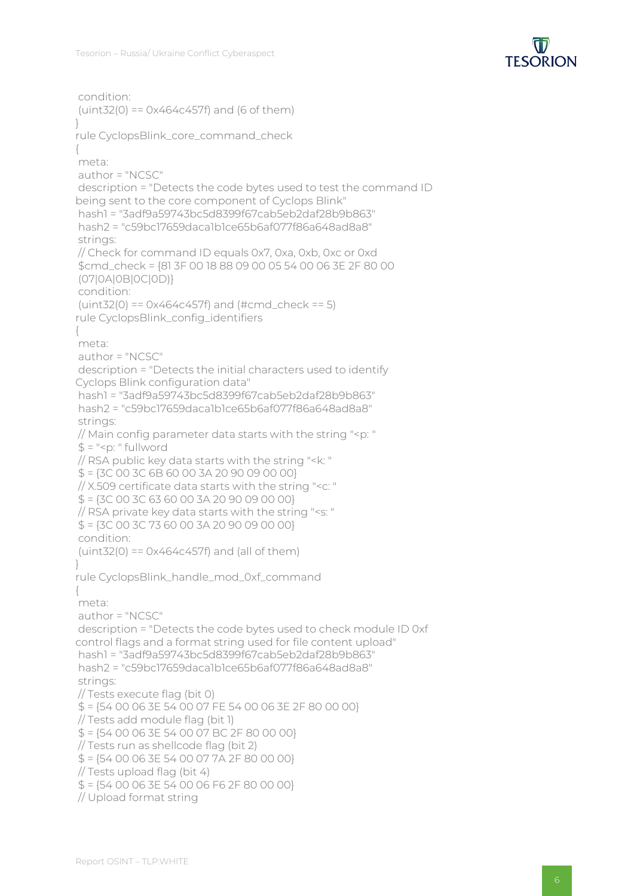```
 condition:
 (uint32(0) == 0x464c457f) and (6 of them)
}
rule CyclopsBlink_core_command_check
{
 meta:
 author = "NCSC"
 description = "Detects the code bytes used to test the command ID
being sent to the core component of Cyclops Blink"
 hash1 = "3adf9a59743bc5d8399f67cab5eb2daf28b9b863"
 hash2 = "c59bc17659daca1b1ce65b6af077f86a648ad8a8"
 strings:
 // Check for command ID equals 0x7, 0xa, 0xb, 0xc or 0xd
 $cmd_check = {81 3F 00 18 88 09 00 05 54 00 06 3E 2F 80 00
(07|0A|0B|0C|0D)}
 condition:
 (uint32(0) == 0x464c457f) and (#cmd_check == 5)
rule CyclopsBlink_config_identifiers
{
 meta:
 author = "NCSC"
 description = "Detects the initial characters used to identify
Cyclops Blink configuration data"
 hash1 = "3adf9a59743bc5d8399f67cab5eb2daf28b9b863"
 hash2 = "c59bc17659daca1b1ce65b6af077f86a648ad8a8"
 strings:
 // Main config parameter data starts with the string "<p: "
 $ = "<p: " fullword
 // RSA public key data starts with the string "<k: "
 $ = {3C 00 3C 6B 60 00 3A 20 90 09 00 00}
 // X.509 certificate data starts with the string "<c: "
 $ = {3C 00 3C 63 60 00 3A 20 90 09 00 00}
 // RSA private key data starts with the string "<s: "
 $ = {3C 00 3C 73 60 00 3A 20 90 09 00 00}
 condition:
 (uint32(0) == 0x464c457f) and (all of them)
}
rule CyclopsBlink_handle_mod_0xf_command
{
 meta:
 author = "NCSC"
 description = "Detects the code bytes used to check module ID 0xf
control flags and a format string used for file content upload"
 hash1 = "3adf9a59743bc5d8399f67cab5eb2daf28b9b863"
 hash2 = "c59bc17659daca1b1ce65b6af077f86a648ad8a8"
 strings:
 // Tests execute flag (bit 0)
 $ = {54 00 06 3E 54 00 07 FE 54 00 06 3E 2F 80 00 00}
 // Tests add module flag (bit 1)
 $ = {54 00 06 3E 54 00 07 BC 2F 80 00 00}
 // Tests run as shellcode flag (bit 2)
 $ = {54 00 06 3E 54 00 07 7A 2F 80 00 00}
 // Tests upload flag (bit 4)
 $ = {54 00 06 3E 54 00 06 F6 2F 80 00 00}
 // Upload format string
```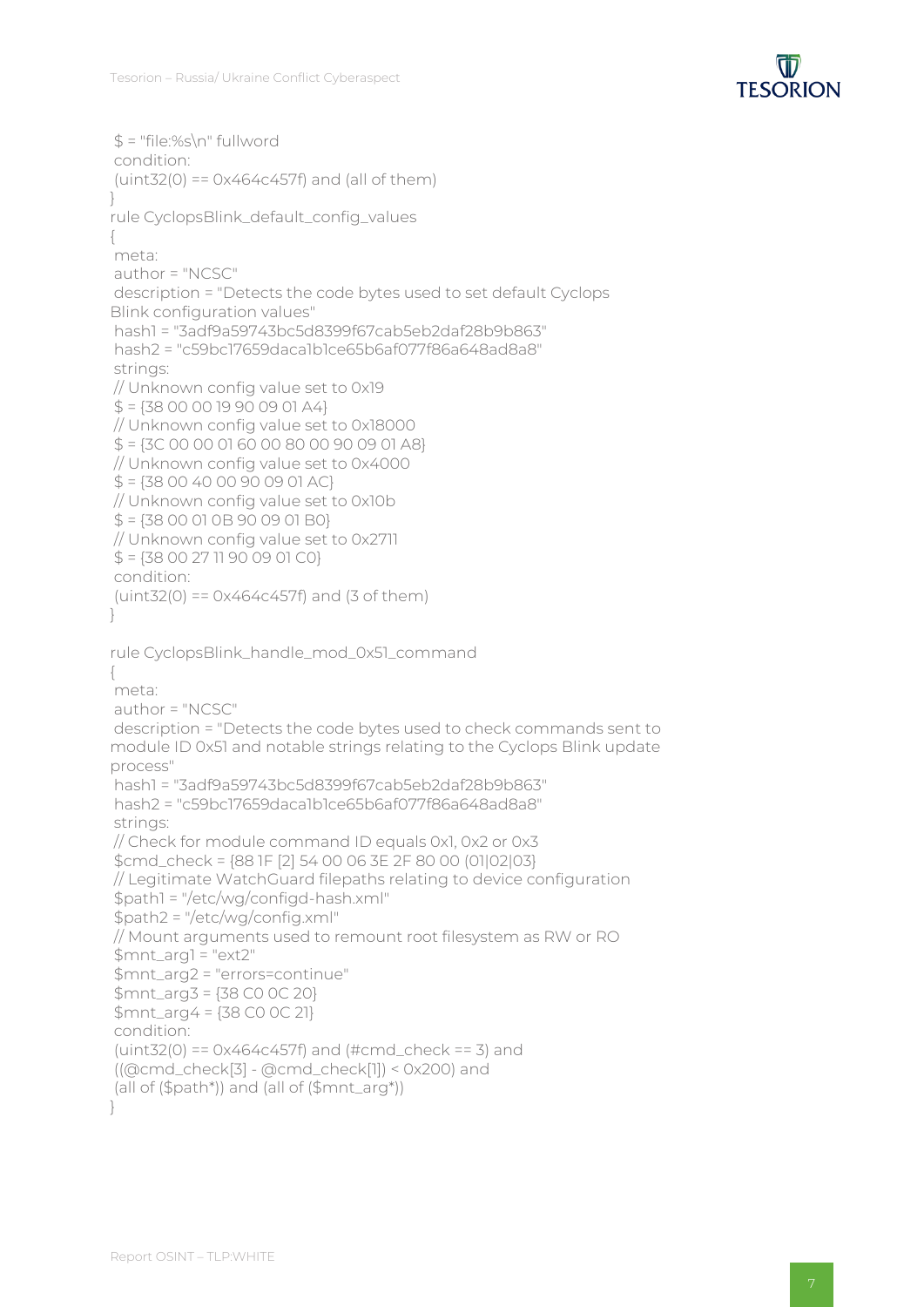```
 $ = "file:%s\n" fullword
 condition:
 (uint32(0) == 0x464c457f) and (all of them)
}
rule CyclopsBlink_default_config_values
{
 meta:
 author = "NCSC"
 description = "Detects the code bytes used to set default Cyclops
Blink configuration values"
 hash1 = "3adf9a59743bc5d8399f67cab5eb2daf28b9b863"
 hash2 = "c59bc17659daca1b1ce65b6af077f86a648ad8a8"
 strings:
 // Unknown config value set to 0x19
 $ = {38 00 00 19 90 09 01 A4}
 // Unknown config value set to 0x18000
 $ = {3C 00 00 01 60 00 80 00 90 09 01 A8}
 // Unknown config value set to 0x4000
 $ = {38 00 40 00 90 09 01 AC}
 // Unknown config value set to 0x10b
 $ = {38 00 01 0B 90 09 01 B0}
 // Unknown config value set to 0x2711
 $ = {38 00 27 11 90 09 01 C0}
 condition:
 (uint32(0) == 0x464c457f) and (3 of them)
}

rule CyclopsBlink_handle_mod_0x51_command
{
 meta:
 author = "NCSC"
 description = "Detects the code bytes used to check commands sent to
module ID 0x51 and notable strings relating to the Cyclops Blink update
process"
 hash1 = "3adf9a59743bc5d8399f67cab5eb2daf28b9b863"
 hash2 = "c59bc17659daca1b1ce65b6af077f86a648ad8a8"
 strings:
 // Check for module command ID equals 0x1, 0x2 or 0x3
 $cmd_check = {88 1F [2] 54 00 06 3E 2F 80 00 (01|02|03}
 // Legitimate WatchGuard filepaths relating to device configuration
 $path1 = "/etc/wg/configd-hash.xml"
 $path2 = "/etc/wg/config.xml"
 // Mount arguments used to remount root filesystem as RW or RO
 $mnt_arg1 = "ext2"
 $mnt_arg2 = "errors=continue"
 $mnt_arg3 = {38 C0 0C 20}
 $mnt_arg4 = {38 C0 0C 21}
 condition:
 (uint32(0) == 0x464c457f) and (#cmd_check == 3) and
 ((@cmd_check[3] - @cmd_check[1]) < 0x200) and
 (all of ($path*)) and (all of ($mnt_arg*))
}
```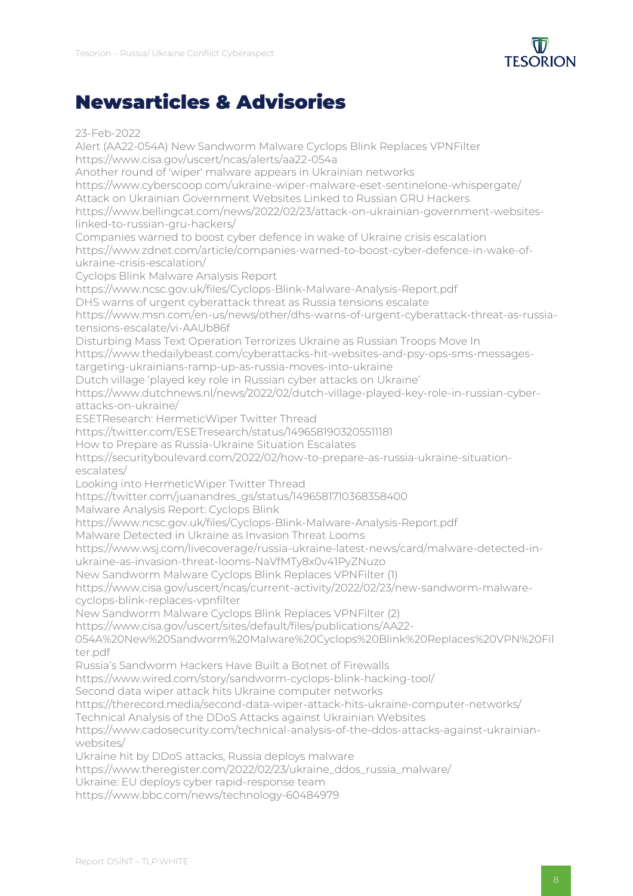# Newsarticles & Advisories

23-Feb-2022

Alert (AA22-054A) New Sandworm Malware Cyclops Blink Replaces VPNFilter
https://www.cisa.gov/uscert/ncas/alerts/aa22-054a

Another round of 'wiper' malware appears in Ukrainian networks
https://www.cyberscoop.com/ukraine-wiper-malware-eset-sentinelone-whispergate/

Attack on Ukrainian Government Websites Linked to Russian GRU Hackers
https://www.bellingcat.com/news/2022/02/23/attack-on-ukrainian-government-websites-linked-to-russian-gru-hackers/

Companies warned to boost cyber defence in wake of Ukraine crisis escalation
https://www.zdnet.com/article/companies-warned-to-boost-cyber-defence-in-wake-of-ukraine-crisis-escalation/

Cyclops Blink Malware Analysis Report
https://www.ncsc.gov.uk/files/Cyclops-Blink-Malware-Analysis-Report.pdf

DHS warns of urgent cyberattack threat as Russia tensions escalate
https://www.msn.com/en-us/news/other/dhs-warns-of-urgent-cyberattack-threat-as-russia-tensions-escalate/vi-AAUb86f

Disturbing Mass Text Operation Terrorizes Ukraine as Russian Troops Move In
https://www.thedailybeast.com/cyberattacks-hit-websites-and-psy-ops-sms-messages-targeting-ukrainians-ramp-up-as-russia-moves-into-ukraine

Dutch village 'played key role in Russian cyber attacks on Ukraine'
https://www.dutchnews.nl/news/2022/02/dutch-village-played-key-role-in-russian-cyber-attacks-on-ukraine/

ESETResearch: HermeticWiper Twitter Thread
https://twitter.com/ESETresearch/status/1496581903205511181

How to Prepare as Russia-Ukraine Situation Escalates
https://securityboulevard.com/2022/02/how-to-prepare-as-russia-ukraine-situation-escalates/

Looking into HermeticWiper Twitter Thread
https://twitter.com/juanandres_gs/status/1496581710368358400

Malware Analysis Report: Cyclops Blink
https://www.ncsc.gov.uk/files/Cyclops-Blink-Malware-Analysis-Report.pdf

Malware Detected in Ukraine as Invasion Threat Looms
https://www.wsj.com/livecoverage/russia-ukraine-latest-news/card/malware-detected-in-ukraine-as-invasion-threat-looms-NaVfMTy8x0v41PyZNuzo

New Sandworm Malware Cyclops Blink Replaces VPNFilter (1)
https://www.cisa.gov/uscert/ncas/current-activity/2022/02/23/new-sandworm-malware-cyclops-blink-replaces-vpnfilter

New Sandworm Malware Cyclops Blink Replaces VPNFilter (2)
https://www.cisa.gov/uscert/sites/default/files/publications/AA22-054A%20New%20Sandworm%20Malware%20Cyclops%20Blink%20Replaces%20VPN%20Filter.pdf

Russia's Sandworm Hackers Have Built a Botnet of Firewalls
https://www.wired.com/story/sandworm-cyclops-blink-hacking-tool/

Second data wiper attack hits Ukraine computer networks
https://therecord.media/second-data-wiper-attack-hits-ukraine-computer-networks/

Technical Analysis of the DDoS Attacks against Ukrainian Websites
https://www.cadosecurity.com/technical-analysis-of-the-ddos-attacks-against-ukrainian-websites/

Ukraine hit by DDoS attacks, Russia deploys malware
https://www.theregister.com/2022/02/23/ukraine_ddos_russia_malware/

Ukraine: EU deploys cyber rapid-response team
https://www.bbc.com/news/technology-60484979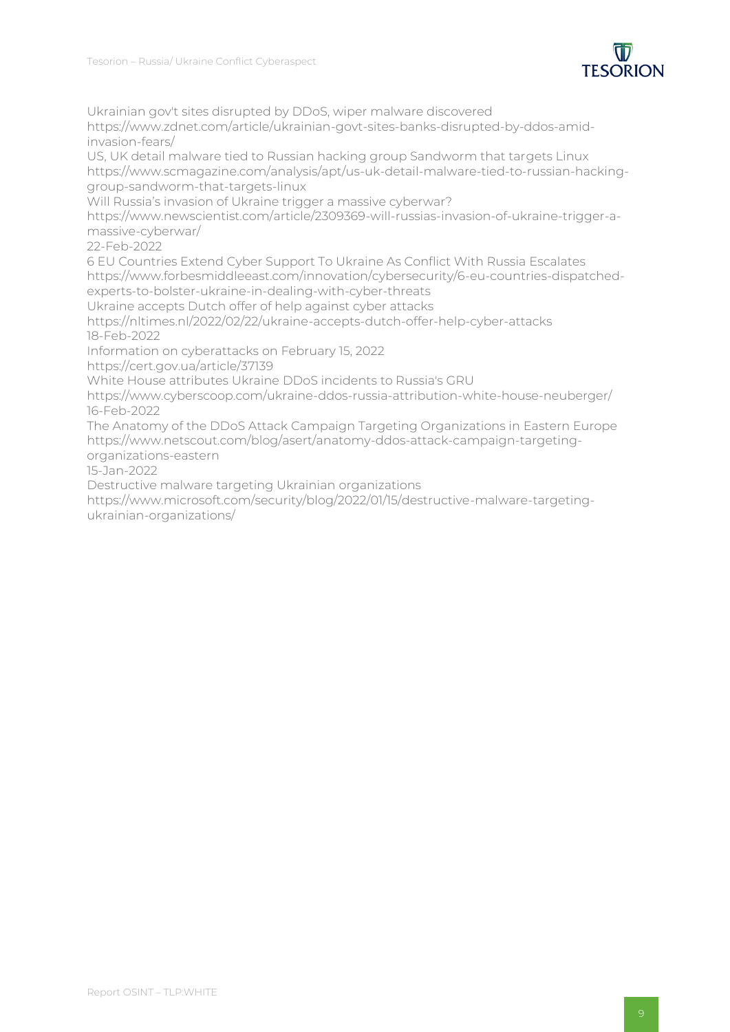Ukrainian gov't sites disrupted by DDoS, wiper malware discovered
https://www.zdnet.com/article/ukrainian-govt-sites-banks-disrupted-by-ddos-amid-invasion-fears/
US, UK detail malware tied to Russian hacking group Sandworm that targets Linux
https://www.scmagazine.com/analysis/apt/us-uk-detail-malware-tied-to-russian-hacking-group-sandworm-that-targets-linux
Will Russia's invasion of Ukraine trigger a massive cyberwar?
https://www.newscientist.com/article/2309369-will-russias-invasion-of-ukraine-trigger-a-massive-cyberwar/

22-Feb-2022

6 EU Countries Extend Cyber Support To Ukraine As Conflict With Russia Escalates
https://www.forbesmiddleeast.com/innovation/cybersecurity/6-eu-countries-dispatched-experts-to-bolster-ukraine-in-dealing-with-cyber-threats
Ukraine accepts Dutch offer of help against cyber attacks
https://nltimes.nl/2022/02/22/ukraine-accepts-dutch-offer-help-cyber-attacks

18-Feb-2022

Information on cyberattacks on February 15, 2022
https://cert.gov.ua/article/37139
White House attributes Ukraine DDoS incidents to Russia's GRU
https://www.cyberscoop.com/ukraine-ddos-russia-attribution-white-house-neuberger/

16-Feb-2022

The Anatomy of the DDoS Attack Campaign Targeting Organizations in Eastern Europe
https://www.netscout.com/blog/asert/anatomy-ddos-attack-campaign-targeting-organizations-eastern

15-Jan-2022

Destructive malware targeting Ukrainian organizations
https://www.microsoft.com/security/blog/2022/01/15/destructive-malware-targeting-ukrainian-organizations/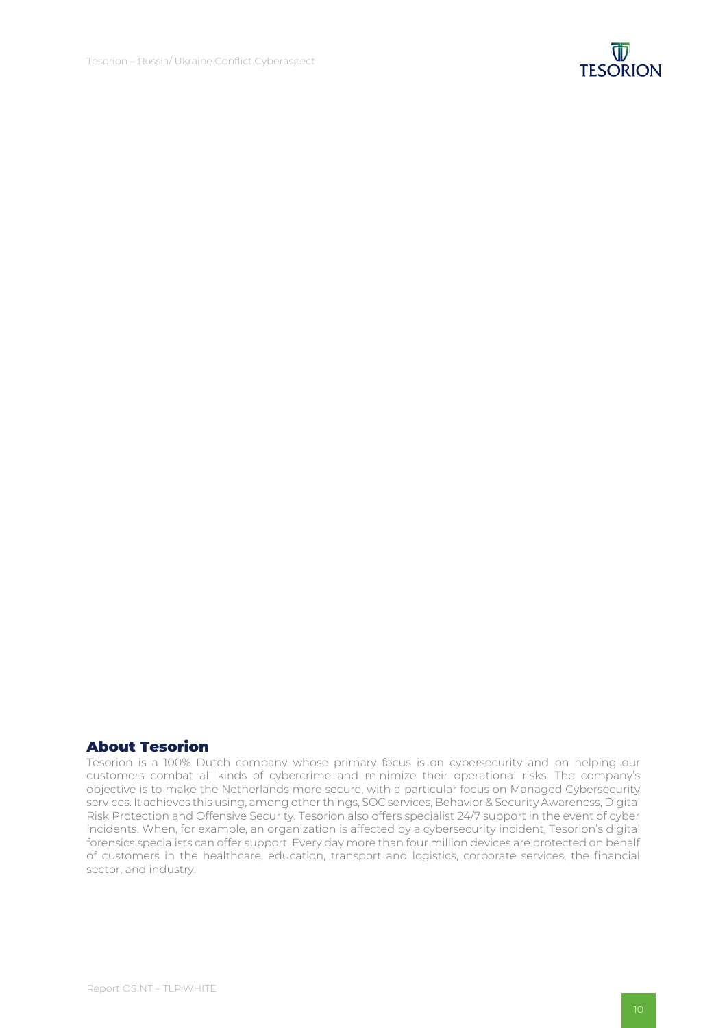## About Tesorion

Tesorion is a 100% Dutch company whose primary focus is on cybersecurity and on helping our customers combat all kinds of cybercrime and minimize their operational risks. The company's objective is to make the Netherlands more secure, with a particular focus on Managed Cybersecurity services. It achieves this using, among other things, SOC services, Behavior & Security Awareness, Digital Risk Protection and Offensive Security. Tesorion also offers specialist 24/7 support in the event of cyber incidents. When, for example, an organization is affected by a cybersecurity incident, Tesorion's digital forensics specialists can offer support. Every day more than four million devices are protected on behalf of customers in the healthcare, education, transport and logistics, corporate services, the financial sector, and industry.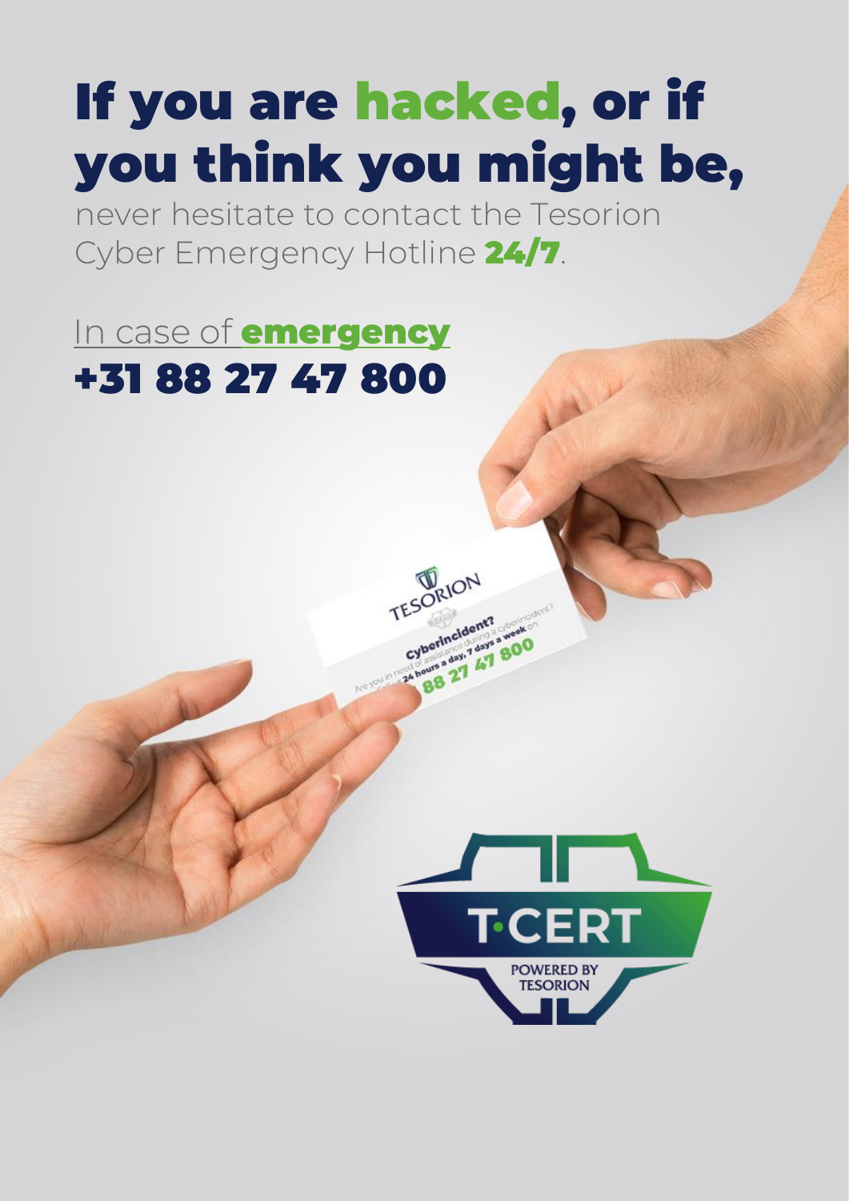# If you are hacked, or if you think you might be,

never hesitate to contact the Tesorion Cyber Emergency Hotline **24/7**.

In case of **emergency**

**+31 88 27 47 800**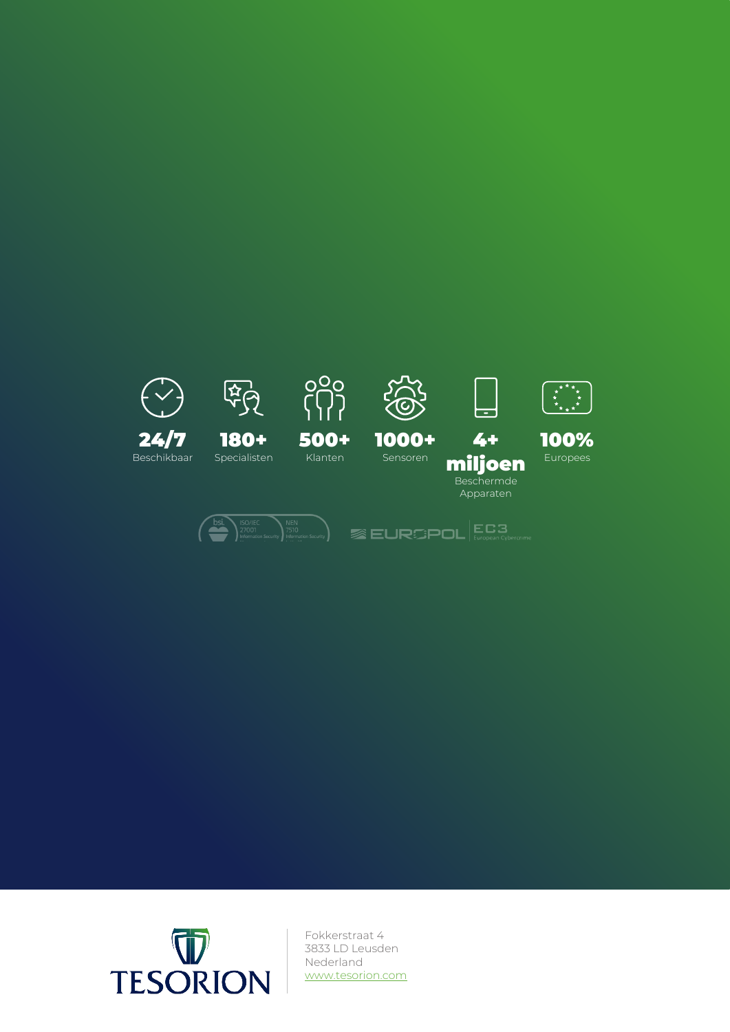**24/7**
Beschikbaar

**180+**
Specialisten

**500+**
Klanten

**1000+**
Sensoren

**4+ miljoen**
Beschermde Apparaten

**100%**
Europees

TESORION

Fokkerstraat 4
3833 LD Leusden
Nederland
[www.tesorion.com](http://www.tesorion.com)